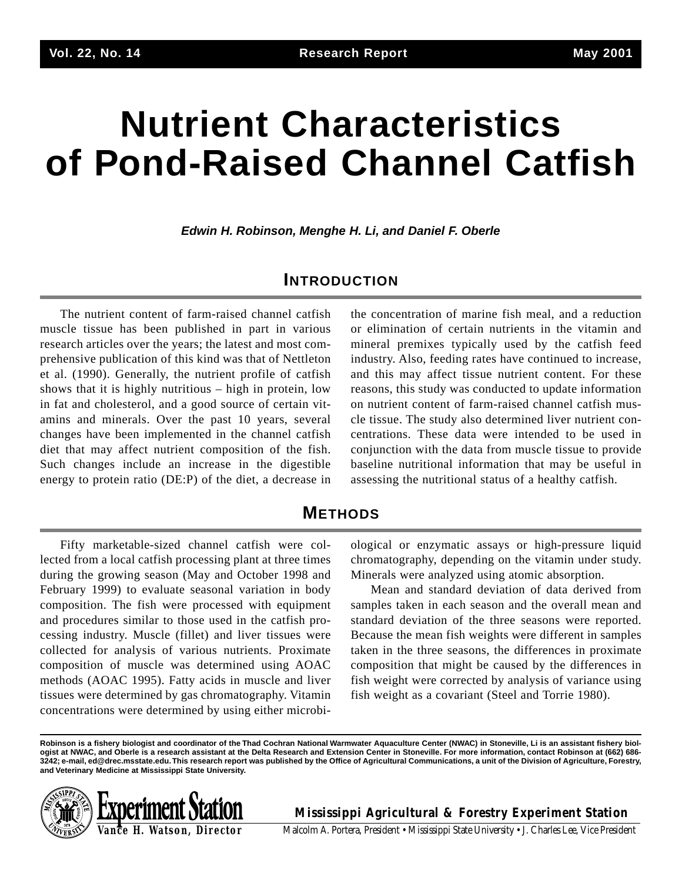# Nutrient Characteristics of Pond-Raised Channel Catfish

***Edwin H. Robinson, Menghe H. Li, and Daniel F. Oberle***

## INTRODUCTION

The nutrient content of farm-raised channel catfish muscle tissue has been published in part in various research articles over the years; the latest and most comprehensive publication of this kind was that of Nettleton et al. (1990). Generally, the nutrient profile of catfish shows that it is highly nutritious – high in protein, low in fat and cholesterol, and a good source of certain vitamins and minerals. Over the past 10 years, several changes have been implemented in the channel catfish diet that may affect nutrient composition of the fish. Such changes include an increase in the digestible energy to protein ratio (DE:P) of the diet, a decrease in the concentration of marine fish meal, and a reduction or elimination of certain nutrients in the vitamin and mineral premixes typically used by the catfish feed industry. Also, feeding rates have continued to increase, and this may affect tissue nutrient content. For these reasons, this study was conducted to update information on nutrient content of farm-raised channel catfish muscle tissue. The study also determined liver nutrient concentrations. These data were intended to be used in conjunction with the data from muscle tissue to provide baseline nutritional information that may be useful in assessing the nutritional status of a healthy catfish.

## METHODS

Fifty marketable-sized channel catfish were collected from a local catfish processing plant at three times during the growing season (May and October 1998 and February 1999) to evaluate seasonal variation in body composition. The fish were processed with equipment and procedures similar to those used in the catfish processing industry. Muscle (fillet) and liver tissues were collected for analysis of various nutrients. Proximate composition of muscle was determined using AOAC methods (AOAC 1995). Fatty acids in muscle and liver tissues were determined by gas chromatography. Vitamin concentrations were determined by using either microbiological or enzymatic assays or high-pressure liquid chromatography, depending on the vitamin under study. Minerals were analyzed using atomic absorption.

Mean and standard deviation of data derived from samples taken in each season and the overall mean and standard deviation of the three seasons were reported. Because the mean fish weights were different in samples taken in the three seasons, the differences in proximate composition that might be caused by the differences in fish weight were corrected by analysis of variance using fish weight as a covariant (Steel and Torrie 1980).

---

**Robinson is a fishery biologist and coordinator of the Thad Cochran National Warmwater Aquaculture Center (NWAC) in Stoneville, Li is an assistant fishery biologist at NWAC, and Oberle is a research assistant at the Delta Research and Extension Center in Stoneville. For more information, contact Robinson at (662) 686-3242; e-mail, ed@drec.msstate.edu. This research report was published by the Office of Agricultural Communications, a unit of the Division of Agriculture, Forestry, and Veterinary Medicine at Mississippi State University.**

Experiment Station
Vance H. Watson, Director

**Mississippi Agricultural & Forestry Experiment Station**
Malcolm A. Portera, President • Mississippi State University • J. Charles Lee, Vice President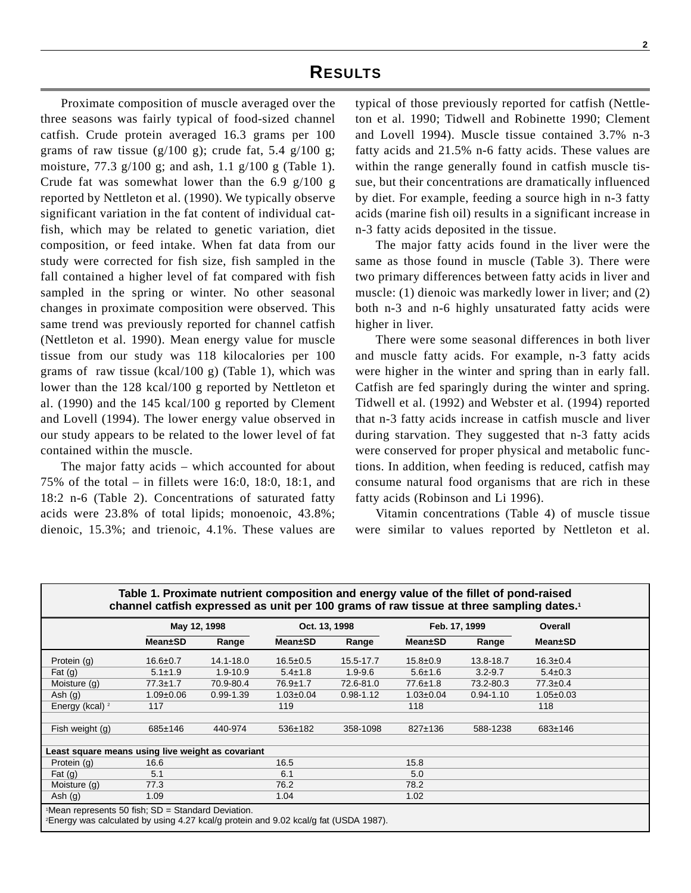## RESULTS

Proximate composition of muscle averaged over the three seasons was fairly typical of food-sized channel catfish. Crude protein averaged 16.3 grams per 100 grams of raw tissue (g/100 g); crude fat, 5.4 g/100 g; moisture, 77.3 g/100 g; and ash, 1.1 g/100 g (Table 1). Crude fat was somewhat lower than the 6.9 g/100 g reported by Nettleton et al. (1990). We typically observe significant variation in the fat content of individual catfish, which may be related to genetic variation, diet composition, or feed intake. When fat data from our study were corrected for fish size, fish sampled in the fall contained a higher level of fat compared with fish sampled in the spring or winter. No other seasonal changes in proximate composition were observed. This same trend was previously reported for channel catfish (Nettleton et al. 1990). Mean energy value for muscle tissue from our study was 118 kilocalories per 100 grams of raw tissue (kcal/100 g) (Table 1), which was lower than the 128 kcal/100 g reported by Nettleton et al. (1990) and the 145 kcal/100 g reported by Clement and Lovell (1994). The lower energy value observed in our study appears to be related to the lower level of fat contained within the muscle.

The major fatty acids – which accounted for about 75% of the total – in fillets were 16:0, 18:0, 18:1, and 18:2 n-6 (Table 2). Concentrations of saturated fatty acids were 23.8% of total lipids; monoenoic, 43.8%; dienoic, 15.3%; and trienoic, 4.1%. These values are typical of those previously reported for catfish (Nettleton et al. 1990; Tidwell and Robinette 1990; Clement and Lovell 1994). Muscle tissue contained 3.7% n-3 fatty acids and 21.5% n-6 fatty acids. These values are within the range generally found in catfish muscle tissue, but their concentrations are dramatically influenced by diet. For example, feeding a source high in n-3 fatty acids (marine fish oil) results in a significant increase in n-3 fatty acids deposited in the tissue.

The major fatty acids found in the liver were the same as those found in muscle (Table 3). There were two primary differences between fatty acids in liver and muscle: (1) dienoic was markedly lower in liver; and (2) both n-3 and n-6 highly unsaturated fatty acids were higher in liver.

There were some seasonal differences in both liver and muscle fatty acids. For example, n-3 fatty acids were higher in the winter and spring than in early fall. Catfish are fed sparingly during the winter and spring. Tidwell et al. (1992) and Webster et al. (1994) reported that n-3 fatty acids increase in catfish muscle and liver during starvation. They suggested that n-3 fatty acids were conserved for proper physical and metabolic functions. In addition, when feeding is reduced, catfish may consume natural food organisms that are rich in these fatty acids (Robinson and Li 1996).

Vitamin concentrations (Table 4) of muscle tissue were similar to values reported by Nettleton et al.

**Table 1. Proximate nutrient composition and energy value of the fillet of pond-raised channel catfish expressed as unit per 100 grams of raw tissue at three sampling dates.[1]**

| | May 12, 1998 | | Oct. 13, 1998 | | Feb. 17, 1999 | | Overall |
|---|---|---|---|---|---|---|---|
| | Mean±SD | Range | Mean±SD | Range | Mean±SD | Range | Mean±SD |
| Protein (g) | 16.6±0.7 | 14.1-18.0 | 16.5±0.5 | 15.5-17.7 | 15.8±0.9 | 13.8-18.7 | 16.3±0.4 |
| Fat (g) | 5.1±1.9 | 1.9-10.9 | 5.4±1.8 | 1.9-9.6 | 5.6±1.6 | 3.2-9.7 | 5.4±0.3 |
| Moisture (g) | 77.3±1.7 | 70.9-80.4 | 76.9±1.7 | 72.6-81.0 | 77.6±1.8 | 73.2-80.3 | 77.3±0.4 |
| Ash (g) | 1.09±0.06 | 0.99-1.39 | 1.03±0.04 | 0.98-1.12 | 1.03±0.04 | 0.94-1.10 | 1.05±0.03 |
| Energy (kcal)[2] | 117 | | 119 | | 118 | | 118 |
| | | | | | | | |
| Fish weight (g) | 685±146 | 440-974 | 536±182 | 358-1098 | 827±136 | 588-1238 | 683±146 |
| | | | | | | | |
| **Least square means using live weight as covariant** | | | | | | | |
| Protein (g) | 16.6 | | 16.5 | | 15.8 | | |
| Fat (g) | 5.1 | | 6.1 | | 5.0 | | |
| Moisture (g) | 77.3 | | 76.2 | | 78.2 | | |
| Ash (g) | 1.09 | | 1.04 | | 1.02 | | |

[1]Mean represents 50 fish; SD = Standard Deviation.
[2]Energy was calculated by using 4.27 kcal/g protein and 9.02 kcal/g fat (USDA 1987).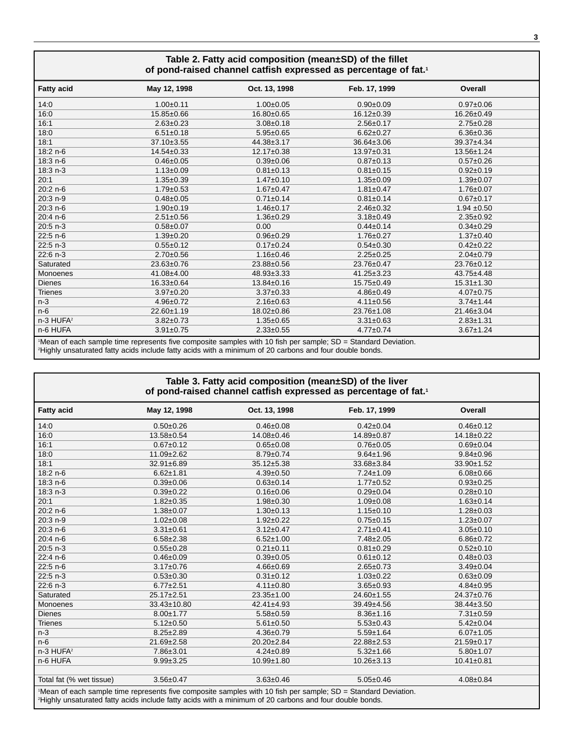**Table 2. Fatty acid composition (mean±SD) of the fillet of pond-raised channel catfish expressed as percentage of fat.[1]**

| Fatty acid | May 12, 1998 | Oct. 13, 1998 | Feb. 17, 1999 | Overall |
|---|---|---|---|---|
| 14:0 | 1.00±0.11 | 1.00±0.05 | 0.90±0.09 | 0.97±0.06 |
| 16:0 | 15.85±0.66 | 16.80±0.65 | 16.12±0.39 | 16.26±0.49 |
| 16:1 | 2.63±0.23 | 3.08±0.18 | 2.56±0.17 | 2.75±0.28 |
| 18:0 | 6.51±0.18 | 5.95±0.65 | 6.62±0.27 | 6.36±0.36 |
| 18:1 | 37.10±3.55 | 44.38±3.17 | 36.64±3.06 | 39.37±4.34 |
| 18:2 n-6 | 14.54±0.33 | 12.17±0.38 | 13.97±0.31 | 13.56±1.24 |
| 18:3 n-6 | 0.46±0.05 | 0.39±0.06 | 0.87±0.13 | 0.57±0.26 |
| 18:3 n-3 | 1.13±0.09 | 0.81±0.13 | 0.81±0.15 | 0.92±0.19 |
| 20:1 | 1.35±0.39 | 1.47±0.10 | 1.35±0.09 | 1.39±0.07 |
| 20:2 n-6 | 1.79±0.53 | 1.67±0.47 | 1.81±0.47 | 1.76±0.07 |
| 20:3 n-9 | 0.48±0.05 | 0.71±0.14 | 0.81±0.14 | 0.67±0.17 |
| 20:3 n-6 | 1.90±0.19 | 1.46±0.17 | 2.46±0.32 | 1.94 ±0.50 |
| 20:4 n-6 | 2.51±0.56 | 1.36±0.29 | 3.18±0.49 | 2.35±0.92 |
| 20:5 n-3 | 0.58±0.07 | 0.00 | 0.44±0.14 | 0.34±0.29 |
| 22:5 n-6 | 1.39±0.20 | 0.96±0.29 | 1.76±0.27 | 1.37±0.40 |
| 22:5 n-3 | 0.55±0.12 | 0.17±0.24 | 0.54±0.30 | 0.42±0.22 |
| 22:6 n-3 | 2.70±0.56 | 1.16±0.46 | 2.25±0.25 | 2.04±0.79 |
| Saturated | 23.63±0.76 | 23.88±0.56 | 23.76±0.47 | 23.76±0.12 |
| Monoenes | 41.08±4.00 | 48.93±3.33 | 41.25±3.23 | 43.75±4.48 |
| Dienes | 16.33±0.64 | 13.84±0.16 | 15.75±0.49 | 15.31±1.30 |
| Trienes | 3.97±0.20 | 3.37±0.33 | 4.86±0.49 | 4.07±0.75 |
| n-3 | 4.96±0.72 | 2.16±0.63 | 4.11±0.56 | 3.74±1.44 |
| n-6 | 22.60±1.19 | 18.02±0.86 | 23.76±1.08 | 21.46±3.04 |
| n-3 HUFA[2] | 3.82±0.73 | 1.35±0.65 | 3.31±0.63 | 2.83±1.31 |
| n-6 HUFA | 3.91±0.75 | 2.33±0.55 | 4.77±0.74 | 3.67±1.24 |

[1]Mean of each sample time represents five composite samples with 10 fish per sample; SD = Standard Deviation.
[2]Highly unsaturated fatty acids include fatty acids with a minimum of 20 carbons and four double bonds.

**Table 3. Fatty acid composition (mean±SD) of the liver of pond-raised channel catfish expressed as percentage of fat.[1]**

| Fatty acid | May 12, 1998 | Oct. 13, 1998 | Feb. 17, 1999 | Overall |
|---|---|---|---|---|
| 14:0 | 0.50±0.26 | 0.46±0.08 | 0.42±0.04 | 0.46±0.12 |
| 16:0 | 13.58±0.54 | 14.08±0.46 | 14.89±0.87 | 14.18±0.22 |
| 16:1 | 0.67±0.12 | 0.65±0.08 | 0.76±0.05 | 0.69±0.04 |
| 18:0 | 11.09±2.62 | 8.79±0.74 | 9.64±1.96 | 9.84±0.96 |
| 18:1 | 32.91±6.89 | 35.12±5.38 | 33.68±3.84 | 33.90±1.52 |
| 18:2 n-6 | 6.62±1.81 | 4.39±0.50 | 7.24±1.09 | 6.08±0.66 |
| 18:3 n-6 | 0.39±0.06 | 0.63±0.14 | 1.77±0.52 | 0.93±0.25 |
| 18:3 n-3 | 0.39±0.22 | 0.16±0.06 | 0.29±0.04 | 0.28±0.10 |
| 20:1 | 1.82±0.35 | 1.98±0.30 | 1.09±0.08 | 1.63±0.14 |
| 20:2 n-6 | 1.38±0.07 | 1.30±0.13 | 1.15±0.10 | 1.28±0.03 |
| 20:3 n-9 | 1.02±0.08 | 1.92±0.22 | 0.75±0.15 | 1.23±0.07 |
| 20:3 n-6 | 3.31±0.61 | 3.12±0.47 | 2.71±0.41 | 3.05±0.10 |
| 20:4 n-6 | 6.58±2.38 | 6.52±1.00 | 7.48±2.05 | 6.86±0.72 |
| 20:5 n-3 | 0.55±0.28 | 0.21±0.11 | 0.81±0.29 | 0.52±0.10 |
| 22:4 n-6 | 0.46±0.09 | 0.39±0.05 | 0.61±0.12 | 0.48±0.03 |
| 22:5 n-6 | 3.17±0.76 | 4.66±0.69 | 2.65±0.73 | 3.49±0.04 |
| 22:5 n-3 | 0.53±0.30 | 0.31±0.12 | 1.03±0.22 | 0.63±0.09 |
| 22:6 n-3 | 6.77±2.51 | 4.11±0.80 | 3.65±0.93 | 4.84±0.95 |
| Saturated | 25.17±2.51 | 23.35±1.00 | 24.60±1.55 | 24.37±0.76 |
| Monoenes | 33.43±10.80 | 42.41±4.93 | 39.49±4.56 | 38.44±3.50 |
| Dienes | 8.00±1.77 | 5.58±0.59 | 8.36±1.16 | 7.31±0.59 |
| Trienes | 5.12±0.50 | 5.61±0.50 | 5.53±0.43 | 5.42±0.04 |
| n-3 | 8.25±2.89 | 4.36±0.79 | 5.59±1.64 | 6.07±1.05 |
| n-6 | 21.69±2.58 | 20.20±2.84 | 22.88±2.53 | 21.59±0.17 |
| n-3 HUFA[2] | 7.86±3.01 | 4.24±0.89 | 5.32±1.66 | 5.80±1.07 |
| n-6 HUFA | 9.99±3.25 | 10.99±1.80 | 10.26±3.13 | 10.41±0.81 |
| | | | | |
| Total fat (% wet tissue) | 3.56±0.47 | 3.63±0.46 | 5.05±0.46 | 4.08±0.84 |

[1]Mean of each sample time represents five composite samples with 10 fish per sample; SD = Standard Deviation.
[2]Highly unsaturated fatty acids include fatty acids with a minimum of 20 carbons and four double bonds.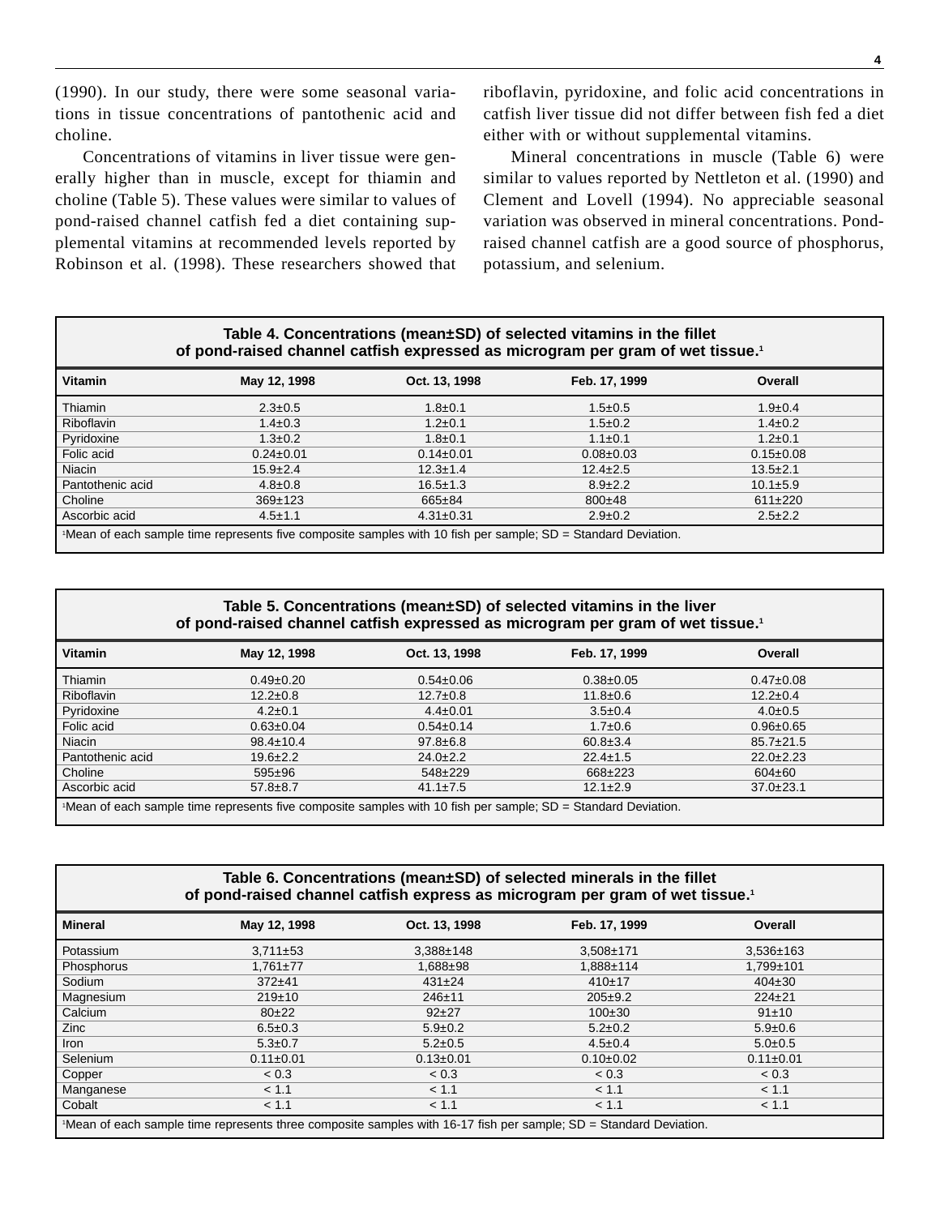(1990). In our study, there were some seasonal variations in tissue concentrations of pantothenic acid and choline.

Concentrations of vitamins in liver tissue were generally higher than in muscle, except for thiamin and choline (Table 5). These values were similar to values of pond-raised channel catfish fed a diet containing supplemental vitamins at recommended levels reported by Robinson et al. (1998). These researchers showed that riboflavin, pyridoxine, and folic acid concentrations in catfish liver tissue did not differ between fish fed a diet either with or without supplemental vitamins.

Mineral concentrations in muscle (Table 6) were similar to values reported by Nettleton et al. (1990) and Clement and Lovell (1994). No appreciable seasonal variation was observed in mineral concentrations. Pond-raised channel catfish are a good source of phosphorus, potassium, and selenium.

**Table 4. Concentrations (mean±SD) of selected vitamins in the fillet of pond-raised channel catfish expressed as microgram per gram of wet tissue.[1]**

| Vitamin | May 12, 1998 | Oct. 13, 1998 | Feb. 17, 1999 | Overall |
|---|---|---|---|---|
| Thiamin | 2.3±0.5 | 1.8±0.1 | 1.5±0.5 | 1.9±0.4 |
| Riboflavin | 1.4±0.3 | 1.2±0.1 | 1.5±0.2 | 1.4±0.2 |
| Pyridoxine | 1.3±0.2 | 1.8±0.1 | 1.1±0.1 | 1.2±0.1 |
| Folic acid | 0.24±0.01 | 0.14±0.01 | 0.08±0.03 | 0.15±0.08 |
| Niacin | 15.9±2.4 | 12.3±1.4 | 12.4±2.5 | 13.5±2.1 |
| Pantothenic acid | 4.8±0.8 | 16.5±1.3 | 8.9±2.2 | 10.1±5.9 |
| Choline | 369±123 | 665±84 | 800±48 | 611±220 |
| Ascorbic acid | 4.5±1.1 | 4.31±0.31 | 2.9±0.2 | 2.5±2.2 |

[1]Mean of each sample time represents five composite samples with 10 fish per sample; SD = Standard Deviation.

**Table 5. Concentrations (mean±SD) of selected vitamins in the liver of pond-raised channel catfish expressed as microgram per gram of wet tissue.[1]**

| Vitamin | May 12, 1998 | Oct. 13, 1998 | Feb. 17, 1999 | Overall |
|---|---|---|---|---|
| Thiamin | 0.49±0.20 | 0.54±0.06 | 0.38±0.05 | 0.47±0.08 |
| Riboflavin | 12.2±0.8 | 12.7±0.8 | 11.8±0.6 | 12.2±0.4 |
| Pyridoxine | 4.2±0.1 | 4.4±0.01 | 3.5±0.4 | 4.0±0.5 |
| Folic acid | 0.63±0.04 | 0.54±0.14 | 1.7±0.6 | 0.96±0.65 |
| Niacin | 98.4±10.4 | 97.8±6.8 | 60.8±3.4 | 85.7±21.5 |
| Pantothenic acid | 19.6±2.2 | 24.0±2.2 | 22.4±1.5 | 22.0±2.23 |
| Choline | 595±96 | 548±229 | 668±223 | 604±60 |
| Ascorbic acid | 57.8±8.7 | 41.1±7.5 | 12.1±2.9 | 37.0±23.1 |

[1]Mean of each sample time represents five composite samples with 10 fish per sample; SD = Standard Deviation.

**Table 6. Concentrations (mean±SD) of selected minerals in the fillet of pond-raised channel catfish express as microgram per gram of wet tissue.[1]**

| Mineral | May 12, 1998 | Oct. 13, 1998 | Feb. 17, 1999 | Overall |
|---|---|---|---|---|
| Potassium | 3,711±53 | 3,388±148 | 3,508±171 | 3,536±163 |
| Phosphorus | 1,761±77 | 1,688±98 | 1,888±114 | 1,799±101 |
| Sodium | 372±41 | 431±24 | 410±17 | 404±30 |
| Magnesium | 219±10 | 246±11 | 205±9.2 | 224±21 |
| Calcium | 80±22 | 92±27 | 100±30 | 91±10 |
| Zinc | 6.5±0.3 | 5.9±0.2 | 5.2±0.2 | 5.9±0.6 |
| Iron | 5.3±0.7 | 5.2±0.5 | 4.5±0.4 | 5.0±0.5 |
| Selenium | 0.11±0.01 | 0.13±0.01 | 0.10±0.02 | 0.11±0.01 |
| Copper | < 0.3 | < 0.3 | < 0.3 | < 0.3 |
| Manganese | < 1.1 | < 1.1 | < 1.1 | < 1.1 |
| Cobalt | < 1.1 | < 1.1 | < 1.1 | < 1.1 |

[1]Mean of each sample time represents three composite samples with 16-17 fish per sample; SD = Standard Deviation.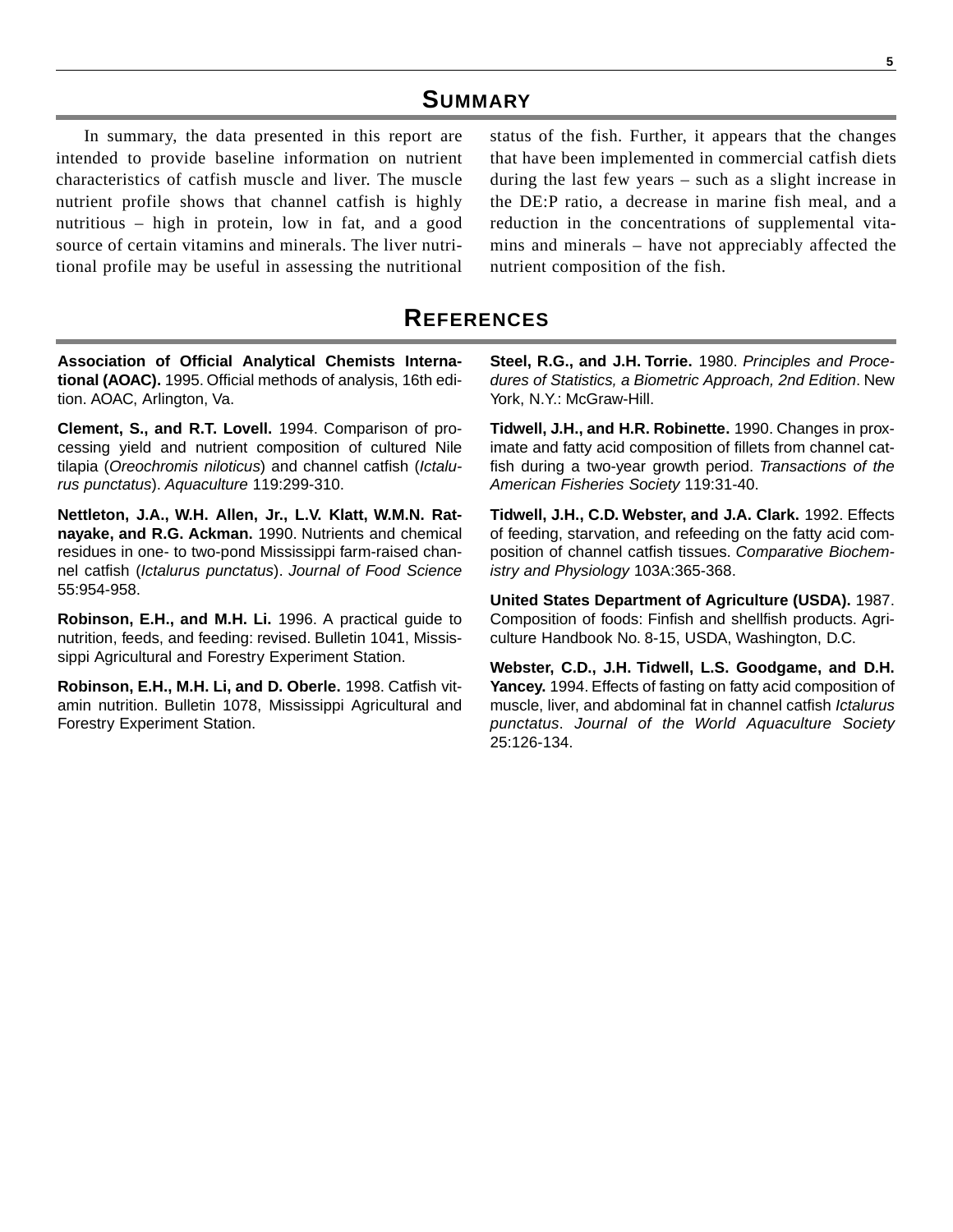## Summary

In summary, the data presented in this report are intended to provide baseline information on nutrient characteristics of catfish muscle and liver. The muscle nutrient profile shows that channel catfish is highly nutritious – high in protein, low in fat, and a good source of certain vitamins and minerals. The liver nutritional profile may be useful in assessing the nutritional status of the fish. Further, it appears that the changes that have been implemented in commercial catfish diets during the last few years – such as a slight increase in the DE:P ratio, a decrease in marine fish meal, and a reduction in the concentrations of supplemental vitamins and minerals – have not appreciably affected the nutrient composition of the fish.

## References

**Association of Official Analytical Chemists International (AOAC).** 1995. Official methods of analysis, 16th edition. AOAC, Arlington, Va.

**Clement, S., and R.T. Lovell.** 1994. Comparison of processing yield and nutrient composition of cultured Nile tilapia (*Oreochromis niloticus*) and channel catfish (*Ictalurus punctatus*). *Aquaculture* 119:299-310.

**Nettleton, J.A., W.H. Allen, Jr., L.V. Klatt, W.M.N. Ratnayake, and R.G. Ackman.** 1990. Nutrients and chemical residues in one- to two-pond Mississippi farm-raised channel catfish (*Ictalurus punctatus*). *Journal of Food Science* 55:954-958.

**Robinson, E.H., and M.H. Li.** 1996. A practical guide to nutrition, feeds, and feeding: revised. Bulletin 1041, Mississippi Agricultural and Forestry Experiment Station.

**Robinson, E.H., M.H. Li, and D. Oberle.** 1998. Catfish vitamin nutrition. Bulletin 1078, Mississippi Agricultural and Forestry Experiment Station.

**Steel, R.G., and J.H. Torrie.** 1980. *Principles and Procedures of Statistics, a Biometric Approach, 2nd Edition*. New York, N.Y.: McGraw-Hill.

**Tidwell, J.H., and H.R. Robinette.** 1990. Changes in proximate and fatty acid composition of fillets from channel catfish during a two-year growth period. *Transactions of the American Fisheries Society* 119:31-40.

**Tidwell, J.H., C.D. Webster, and J.A. Clark.** 1992. Effects of feeding, starvation, and refeeding on the fatty acid composition of channel catfish tissues. *Comparative Biochemistry and Physiology* 103A:365-368.

**United States Department of Agriculture (USDA).** 1987. Composition of foods: Finfish and shellfish products. Agriculture Handbook No. 8-15, USDA, Washington, D.C.

**Webster, C.D., J.H. Tidwell, L.S. Goodgame, and D.H. Yancey.** 1994. Effects of fasting on fatty acid composition of muscle, liver, and abdominal fat in channel catfish *Ictalurus punctatus*. *Journal of the World Aquaculture Society* 25:126-134.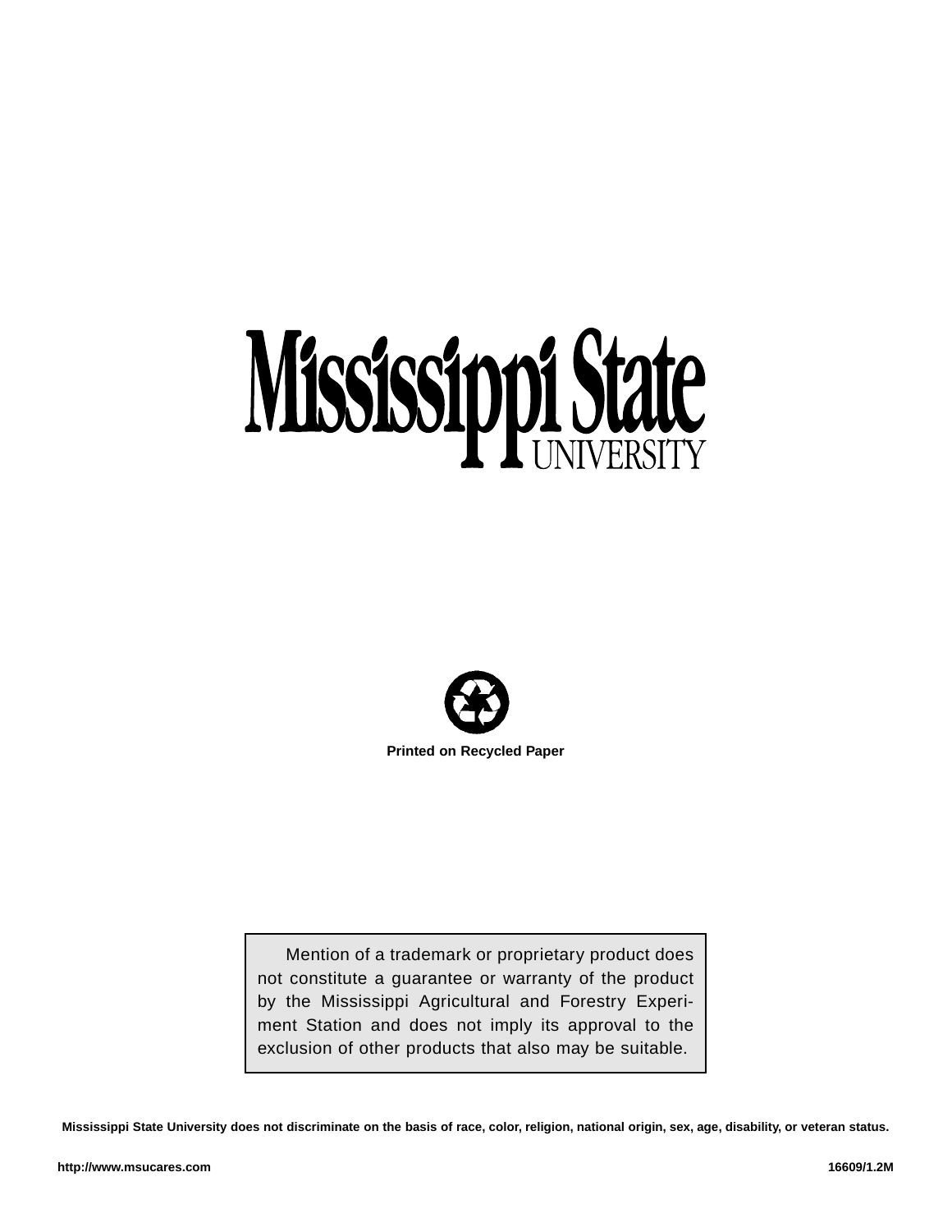Mississippi State UNIVERSITY

Printed on Recycled Paper

Mention of a trademark or proprietary product does not constitute a guarantee or warranty of the product by the Mississippi Agricultural and Forestry Experiment Station and does not imply its approval to the exclusion of other products that also may be suitable.

**Mississippi State University does not discriminate on the basis of race, color, religion, national origin, sex, age, disability, or veteran status.**

**http://www.msucares.com** **16609/1.2M**